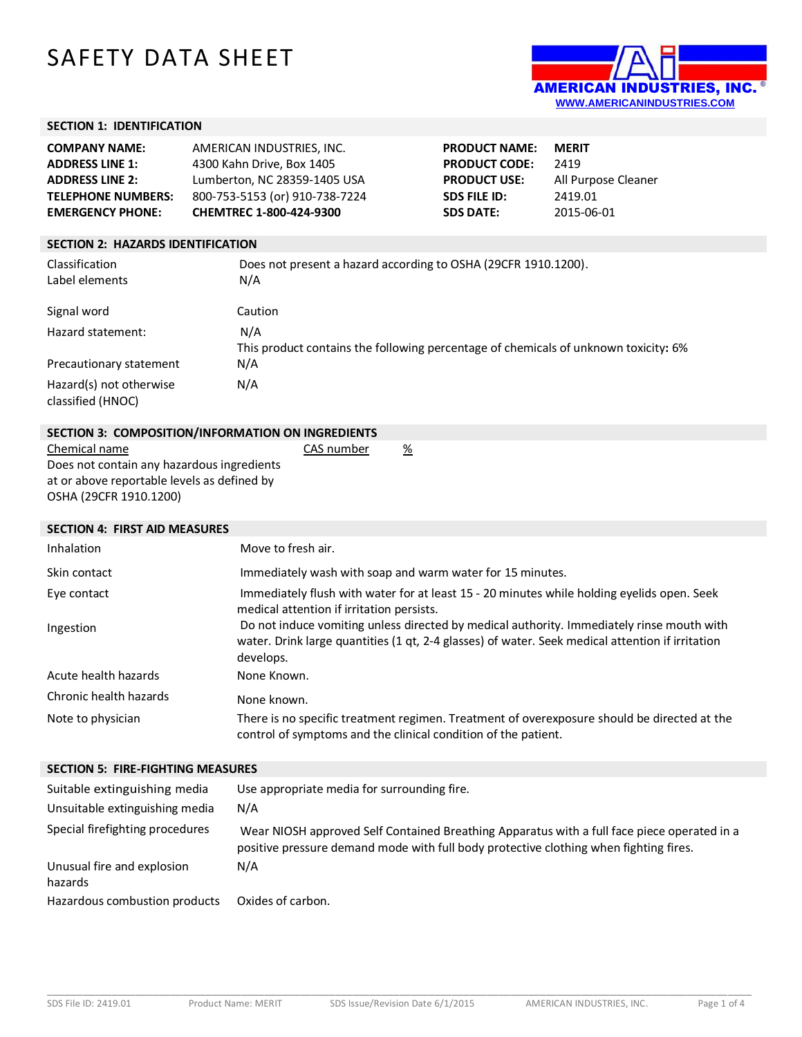# SAFETY DATA SHEET

AMERICAN INDUSTRIES, INC.®
WWW.AMERICANINDUSTRIES.COM

## SECTION 1: IDENTIFICATION

| | | | |
|---|---|---|---|
| **COMPANY NAME:** | AMERICAN INDUSTRIES, INC. | **PRODUCT NAME:** | **MERIT** |
| **ADDRESS LINE 1:** | 4300 Kahn Drive, Box 1405 | **PRODUCT CODE:** | 2419 |
| **ADDRESS LINE 2:** | Lumberton, NC 28359-1405 USA | **PRODUCT USE:** | All Purpose Cleaner |
| **TELEPHONE NUMBERS:** | 800-753-5153 (or) 910-738-7224 | **SDS FILE ID:** | 2419.01 |
| **EMERGENCY PHONE:** | **CHEMTREC 1-800-424-9300** | **SDS DATE:** | 2015-06-01 |

## SECTION 2: HAZARDS IDENTIFICATION

| | |
|---|---|
| Classification | Does not present a hazard according to OSHA (29CFR 1910.1200). |
| Label elements | N/A |
| Signal word | Caution |
| Hazard statement: | N/A<br>This product contains the following percentage of chemicals of unknown toxicity: 6% |
| Precautionary statement | N/A |
| Hazard(s) not otherwise classified (HNOC) | N/A |

## SECTION 3: COMPOSITION/INFORMATION ON INGREDIENTS

| Chemical name | CAS number | % |
|---|---|---|
| Does not contain any hazardous ingredients at or above reportable levels as defined by OSHA (29CFR 1910.1200) | | |

## SECTION 4: FIRST AID MEASURES

| | |
|---|---|
| Inhalation | Move to fresh air. |
| Skin contact | Immediately wash with soap and warm water for 15 minutes. |
| Eye contact | Immediately flush with water for at least 15 - 20 minutes while holding eyelids open. Seek medical attention if irritation persists. |
| Ingestion | Do not induce vomiting unless directed by medical authority. Immediately rinse mouth with water. Drink large quantities (1 qt, 2-4 glasses) of water. Seek medical attention if irritation develops. |
| Acute health hazards | None Known. |
| Chronic health hazards | None known. |
| Note to physician | There is no specific treatment regimen. Treatment of overexposure should be directed at the control of symptoms and the clinical condition of the patient. |

## SECTION 5: FIRE-FIGHTING MEASURES

| | |
|---|---|
| Suitable extinguishing media | Use appropriate media for surrounding fire. |
| Unsuitable extinguishing media | N/A |
| Special firefighting procedures | Wear NIOSH approved Self Contained Breathing Apparatus with a full face piece operated in a positive pressure demand mode with full body protective clothing when fighting fires. |
| Unusual fire and explosion hazards | N/A |
| Hazardous combustion products | Oxides of carbon. |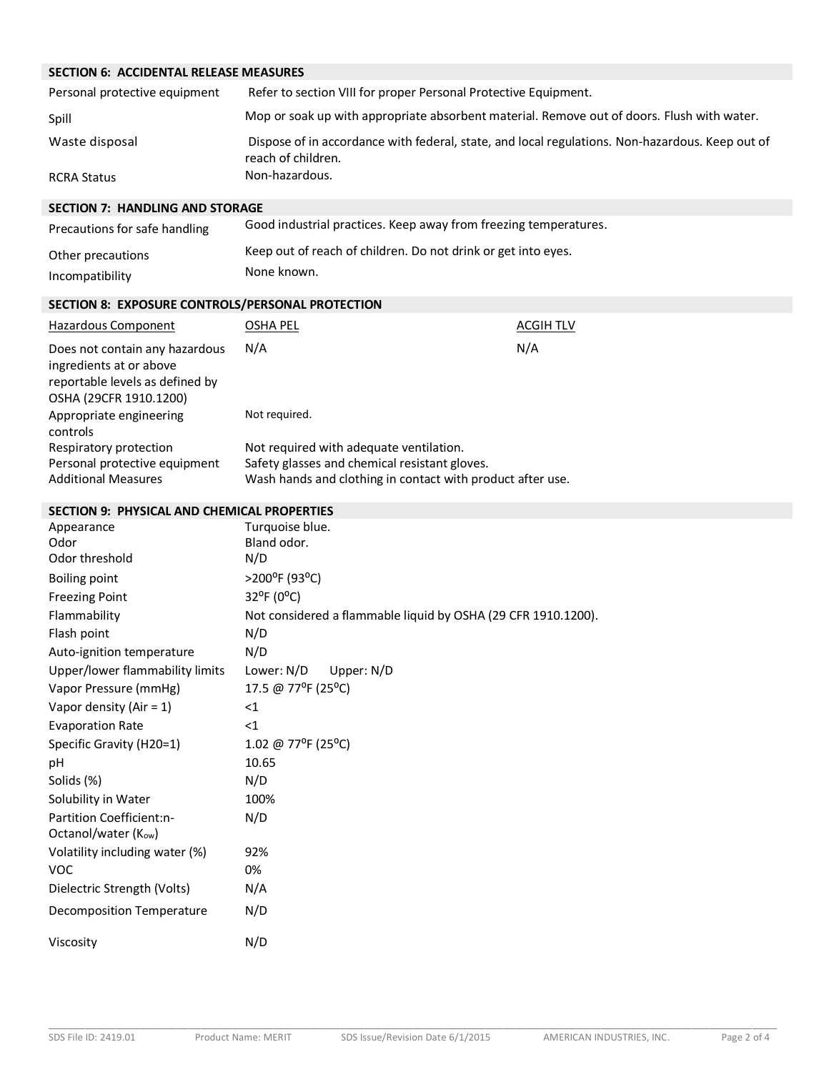## SECTION 6: ACCIDENTAL RELEASE MEASURES

| | |
|---|---|
| Personal protective equipment | Refer to section VIII for proper Personal Protective Equipment. |
| Spill | Mop or soak up with appropriate absorbent material. Remove out of doors. Flush with water. |
| Waste disposal | Dispose of in accordance with federal, state, and local regulations. Non-hazardous. Keep out of reach of children. |
| RCRA Status | Non-hazardous. |

## SECTION 7: HANDLING AND STORAGE

| | |
|---|---|
| Precautions for safe handling | Good industrial practices. Keep away from freezing temperatures. |
| Other precautions | Keep out of reach of children. Do not drink or get into eyes. |
| Incompatibility | None known. |

## SECTION 8: EXPOSURE CONTROLS/PERSONAL PROTECTION

| Hazardous Component | OSHA PEL | ACGIH TLV |
|---|---|---|
| Does not contain any hazardous ingredients at or above reportable levels as defined by OSHA (29CFR 1910.1200) | N/A | N/A |

| | |
|---|---|
| Appropriate engineering controls | Not required. |
| Respiratory protection | Not required with adequate ventilation. |
| Personal protective equipment | Safety glasses and chemical resistant gloves. |
| Additional Measures | Wash hands and clothing in contact with product after use. |

## SECTION 9: PHYSICAL AND CHEMICAL PROPERTIES

| | |
|---|---|
| Appearance | Turquoise blue. |
| Odor | Bland odor. |
| Odor threshold | N/D |
| Boiling point | >200°F (93°C) |
| Freezing Point | 32°F (0°C) |
| Flammability | Not considered a flammable liquid by OSHA (29 CFR 1910.1200). |
| Flash point | N/D |
| Auto-ignition temperature | N/D |
| Upper/lower flammability limits | Lower: N/D Upper: N/D |
| Vapor Pressure (mmHg) | 17.5 @ 77°F (25°C) |
| Vapor density (Air = 1) | <1 |
| Evaporation Rate | <1 |
| Specific Gravity (H20=1) | 1.02 @ 77°F (25°C) |
| pH | 10.65 |
| Solids (%) | N/D |
| Solubility in Water | 100% |
| Partition Coefficient:n-Octanol/water ($K_{ow}$) | N/D |
| Volatility including water (%) | 92% |
| VOC | 0% |
| Dielectric Strength (Volts) | N/A |
| Decomposition Temperature | N/D |
| Viscosity | N/D |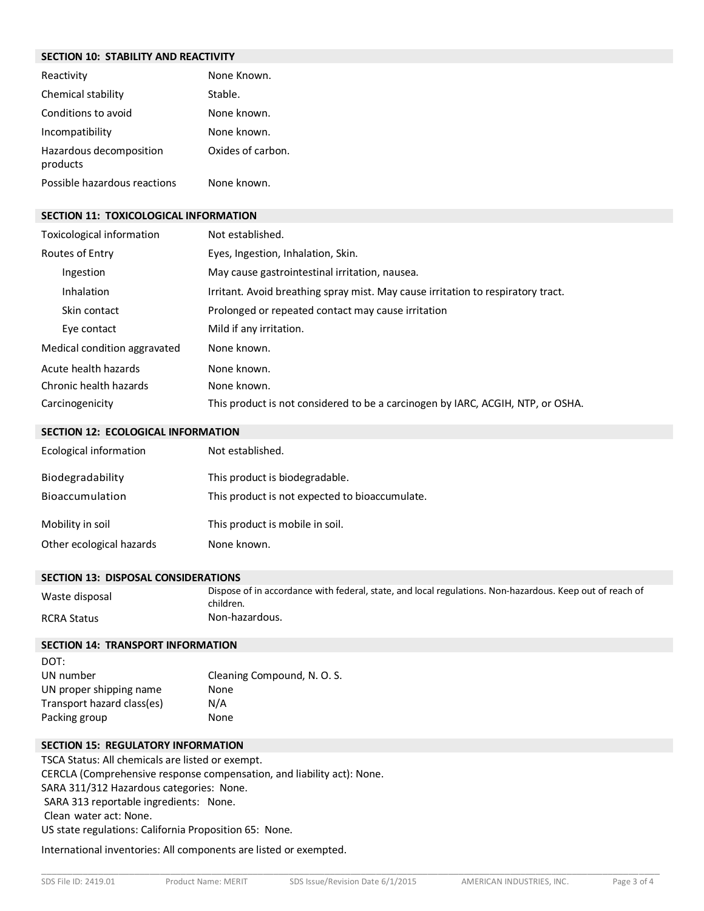## SECTION 10: STABILITY AND REACTIVITY

| | |
|---|---|
| Reactivity | None Known. |
| Chemical stability | Stable. |
| Conditions to avoid | None known. |
| Incompatibility | None known. |
| Hazardous decomposition products | Oxides of carbon. |
| Possible hazardous reactions | None known. |

## SECTION 11: TOXICOLOGICAL INFORMATION

| | |
|---|---|
| Toxicological information | Not established. |
| Routes of Entry | Eyes, Ingestion, Inhalation, Skin. |
| Ingestion | May cause gastrointestinal irritation, nausea. |
| Inhalation | Irritant. Avoid breathing spray mist. May cause irritation to respiratory tract. |
| Skin contact | Prolonged or repeated contact may cause irritation |
| Eye contact | Mild if any irritation. |
| Medical condition aggravated | None known. |
| Acute health hazards | None known. |
| Chronic health hazards | None known. |
| Carcinogenicity | This product is not considered to be a carcinogen by IARC, ACGIH, NTP, or OSHA. |

## SECTION 12: ECOLOGICAL INFORMATION

| | |
|---|---|
| Ecological information | Not established. |
| Biodegradability | This product is biodegradable. |
| Bioaccumulation | This product is not expected to bioaccumulate. |
| Mobility in soil | This product is mobile in soil. |
| Other ecological hazards | None known. |

## SECTION 13: DISPOSAL CONSIDERATIONS

| | |
|---|---|
| Waste disposal | Dispose of in accordance with federal, state, and local regulations. Non-hazardous. Keep out of reach of children. |
| RCRA Status | Non-hazardous. |

## SECTION 14: TRANSPORT INFORMATION

DOT:

| | |
|---|---|
| UN number | Cleaning Compound, N. O. S. |
| UN proper shipping name | None |
| Transport hazard class(es) | N/A |
| Packing group | None |

## SECTION 15: REGULATORY INFORMATION

TSCA Status: All chemicals are listed or exempt.
CERCLA (Comprehensive response compensation, and liability act): None.
SARA 311/312 Hazardous categories: None.
SARA 313 reportable ingredients: None.
Clean water act: None.
US state regulations: California Proposition 65: None.

International inventories: All components are listed or exempted.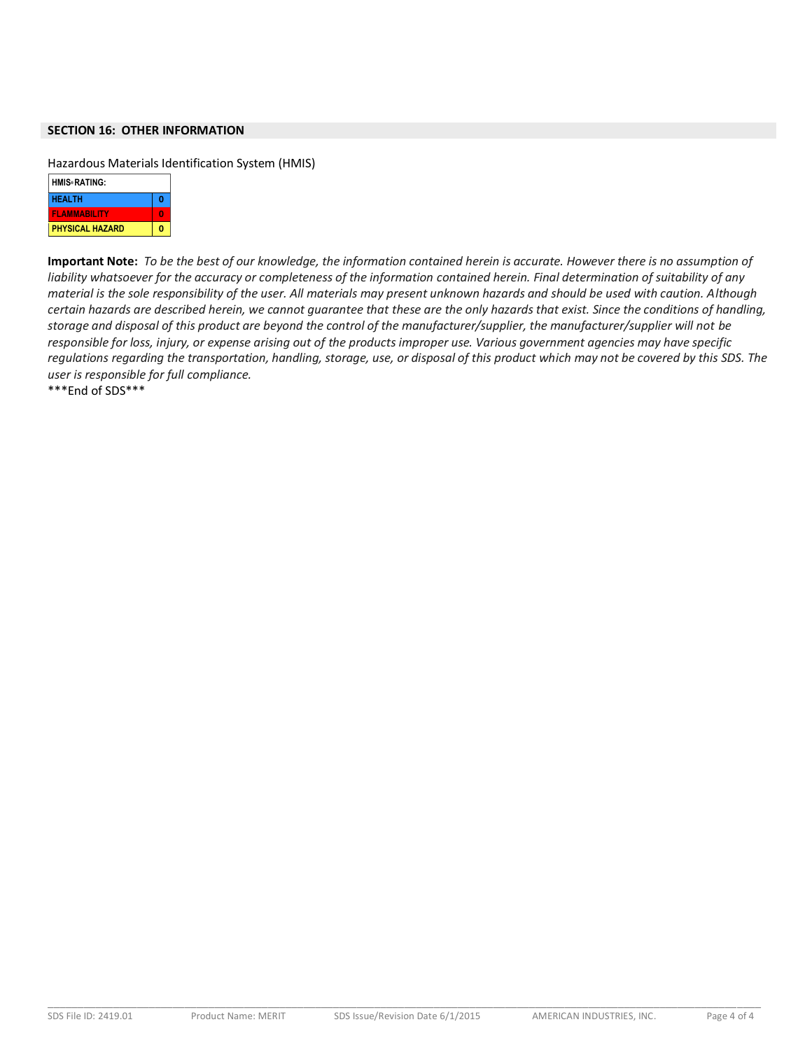## SECTION 16: OTHER INFORMATION

Hazardous Materials Identification System (HMIS)

| HMIS® RATING: | |
|---|---|
| HEALTH | 0 |
| FLAMMABILITY | 0 |
| PHYSICAL HAZARD | 0 |

**Important Note:** *To be the best of our knowledge, the information contained herein is accurate. However there is no assumption of liability whatsoever for the accuracy or completeness of the information contained herein. Final determination of suitability of any material is the sole responsibility of the user. All materials may present unknown hazards and should be used with caution. Although certain hazards are described herein, we cannot guarantee that these are the only hazards that exist. Since the conditions of handling, storage and disposal of this product are beyond the control of the manufacturer/supplier, the manufacturer/supplier will not be responsible for loss, injury, or expense arising out of the products improper use. Various government agencies may have specific regulations regarding the transportation, handling, storage, use, or disposal of this product which may not be covered by this SDS. The user is responsible for full compliance.*

***End of SDS***